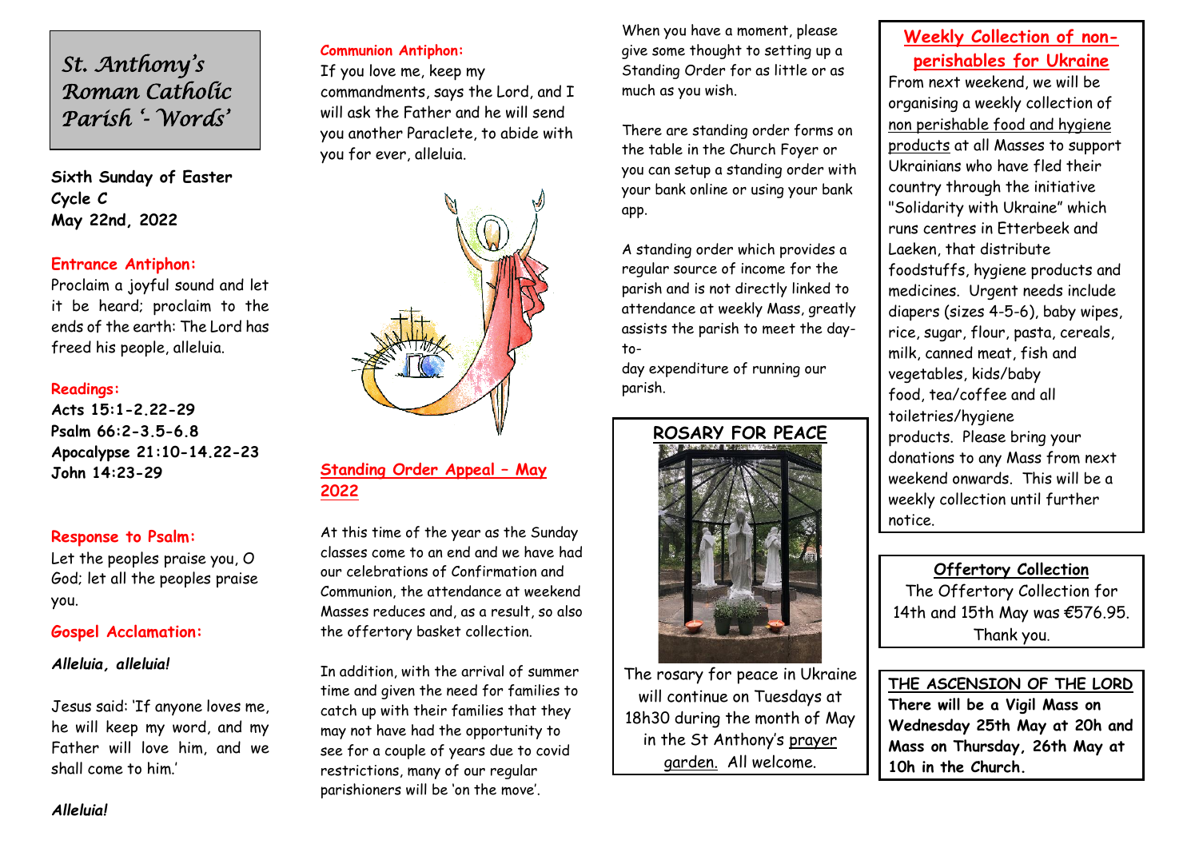# St. Anthony's Roman Catholic Parish '- Words'

**Sixth Sunday of Easter**
**Cycle C**
**May 22nd, 2022**

### Entrance Antiphon:

Proclaim a joyful sound and let it be heard; proclaim to the ends of the earth: The Lord has freed his people, alleluia.

### Readings:

**Acts 15:1-2.22-29**
**Psalm 66:2-3.5-6.8**
**Apocalypse 21:10-14.22-23**
**John 14:23-29**

### Response to Psalm:

Let the peoples praise you, O God; let all the peoples praise you.

### Gospel Acclamation:

*Alleluia, alleluia!*

Jesus said: 'If anyone loves me, he will keep my word, and my Father will love him, and we shall come to him.'

*Alleluia!*

### Communion Antiphon:

If you love me, keep my commandments, says the Lord, and I will ask the Father and he will send you another Paraclete, to abide with you for ever, alleluia.

## Standing Order Appeal – May 2022

At this time of the year as the Sunday classes come to an end and we have had our celebrations of Confirmation and Communion, the attendance at weekend Masses reduces and, as a result, so also the offertory basket collection.

In addition, with the arrival of summer time and given the need for families to catch up with their families that they may not have had the opportunity to see for a couple of years due to covid restrictions, many of our regular parishioners will be 'on the move'.

When you have a moment, please give some thought to setting up a Standing Order for as little or as much as you wish.

There are standing order forms on the table in the Church Foyer or you can setup a standing order with your bank online or using your bank app.

A standing order which provides a regular source of income for the parish and is not directly linked to attendance at weekly Mass, greatly assists the parish to meet the day-to-day expenditure of running our parish.

## ROSARY FOR PEACE

The rosary for peace in Ukraine will continue on Tuesdays at 18h30 during the month of May in the St Anthony's prayer garden. All welcome.

## Weekly Collection of non-perishables for Ukraine

From next weekend, we will be organising a weekly collection of non perishable food and hygiene products at all Masses to support Ukrainians who have fled their country through the initiative "Solidarity with Ukraine" which runs centres in Etterbeek and Laeken, that distribute foodstuffs, hygiene products and medicines. Urgent needs include diapers (sizes 4-5-6), baby wipes, rice, sugar, flour, pasta, cereals, milk, canned meat, fish and vegetables, kids/baby food, tea/coffee and all toiletries/hygiene products. Please bring your donations to any Mass from next weekend onwards. This will be a weekly collection until further notice.

## Offertory Collection

The Offertory Collection for 14th and 15th May was €576.95. Thank you.

## THE ASCENSION OF THE LORD

**There will be a Vigil Mass on Wednesday 25th May at 20h and Mass on Thursday, 26th May at 10h in the Church.**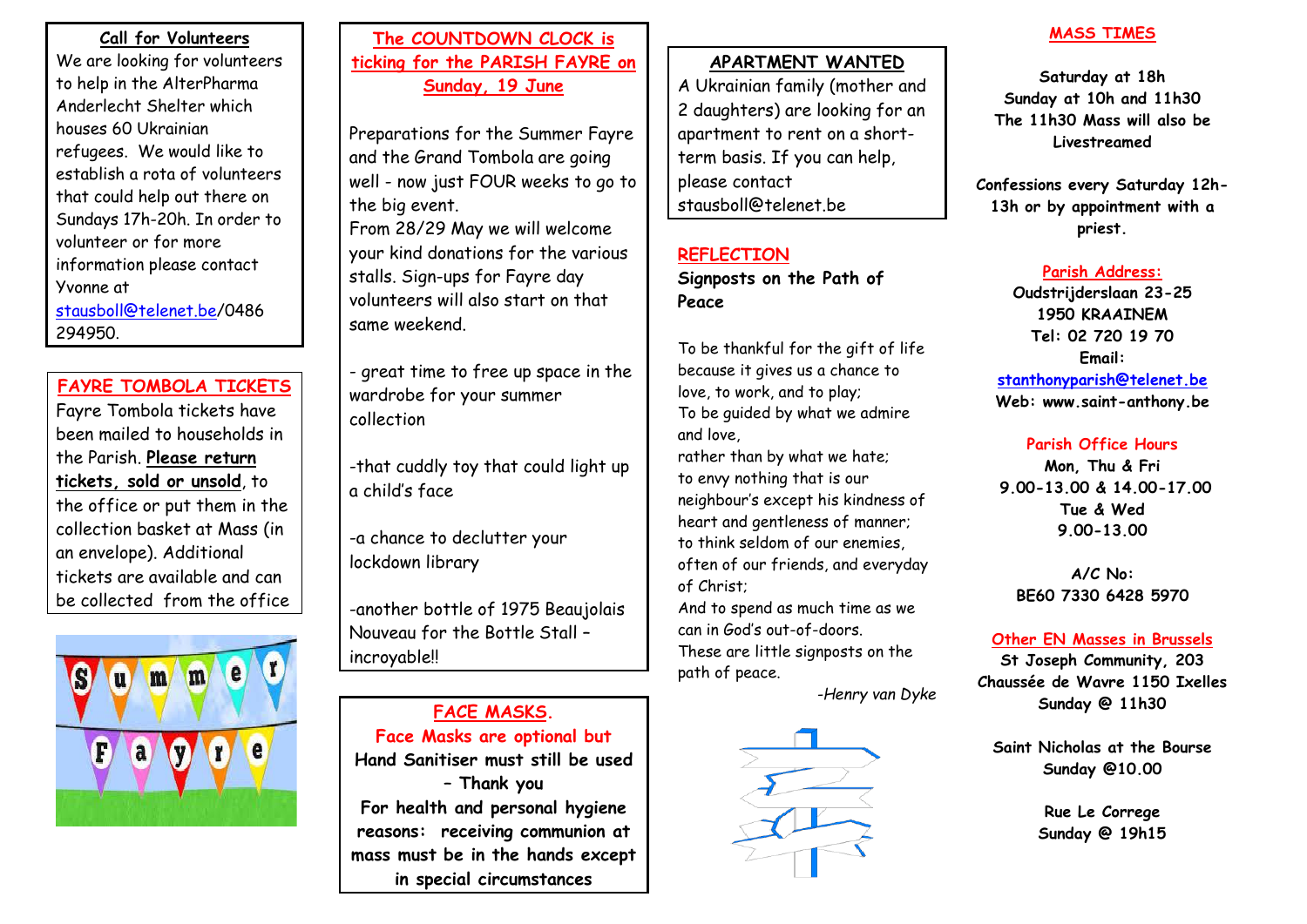## Call for Volunteers

We are looking for volunteers to help in the AlterPharma Anderlecht Shelter which houses 60 Ukrainian refugees. We would like to establish a rota of volunteers that could help out there on Sundays 17h-20h. In order to volunteer or for more information please contact Yvonne at stausboll@telenet.be/0486 294950.

## FAYRE TOMBOLA TICKETS

Fayre Tombola tickets have been mailed to households in the Parish. **Please return tickets, sold or unsold**, to the office or put them in the collection basket at Mass (in an envelope). Additional tickets are available and can be collected from the office

## The COUNTDOWN CLOCK is ticking for the PARISH FAYRE on Sunday, 19 June

Preparations for the Summer Fayre and the Grand Tombola are going well - now just FOUR weeks to go to the big event.
From 28/29 May we will welcome your kind donations for the various stalls. Sign-ups for Fayre day volunteers will also start on that same weekend.

- great time to free up space in the wardrobe for your summer collection

-that cuddly toy that could light up a child's face

-a chance to declutter your lockdown library

-another bottle of 1975 Beaujolais Nouveau for the Bottle Stall – incroyable!!

## FACE MASKS.

**Face Masks are optional but Hand Sanitiser must still be used – Thank you**

**For health and personal hygiene reasons: receiving communion at mass must be in the hands except in special circumstances**

## APARTMENT WANTED

A Ukrainian family (mother and 2 daughters) are looking for an apartment to rent on a short-term basis. If you can help, please contact stausboll@telenet.be

## REFLECTION

**Signposts on the Path of Peace**

To be thankful for the gift of life because it gives us a chance to love, to work, and to play;
To be guided by what we admire and love,
rather than by what we hate;
to envy nothing that is our neighbour's except his kindness of heart and gentleness of manner;
to think seldom of our enemies, often of our friends, and everyday of Christ;
And to spend as much time as we can in God's out-of-doors.
These are little signposts on the path of peace.

*-Henry van Dyke*

## MASS TIMES

**Saturday at 18h**
**Sunday at 10h and 11h30**
**The 11h30 Mass will also be Livestreamed**

**Confessions every Saturday 12h-13h or by appointment with a priest.**

**Parish Address:**
**Oudstrijderslaan 23-25**
**1950 KRAAINEM**
**Tel: 02 720 19 70**
**Email:**
**stanthonyparish@telenet.be**
**Web: www.saint-anthony.be**

**Parish Office Hours**
**Mon, Thu & Fri**
**9.00-13.00 & 14.00-17.00**
**Tue & Wed**
**9.00-13.00**

**A/C No:**
**BE60 7330 6428 5970**

**Other EN Masses in Brussels**
**St Joseph Community, 203 Chaussée de Wavre 1150 Ixelles**
**Sunday @ 11h30**

**Saint Nicholas at the Bourse**
**Sunday @10.00**

**Rue Le Corrège**
**Sunday @ 19h15**